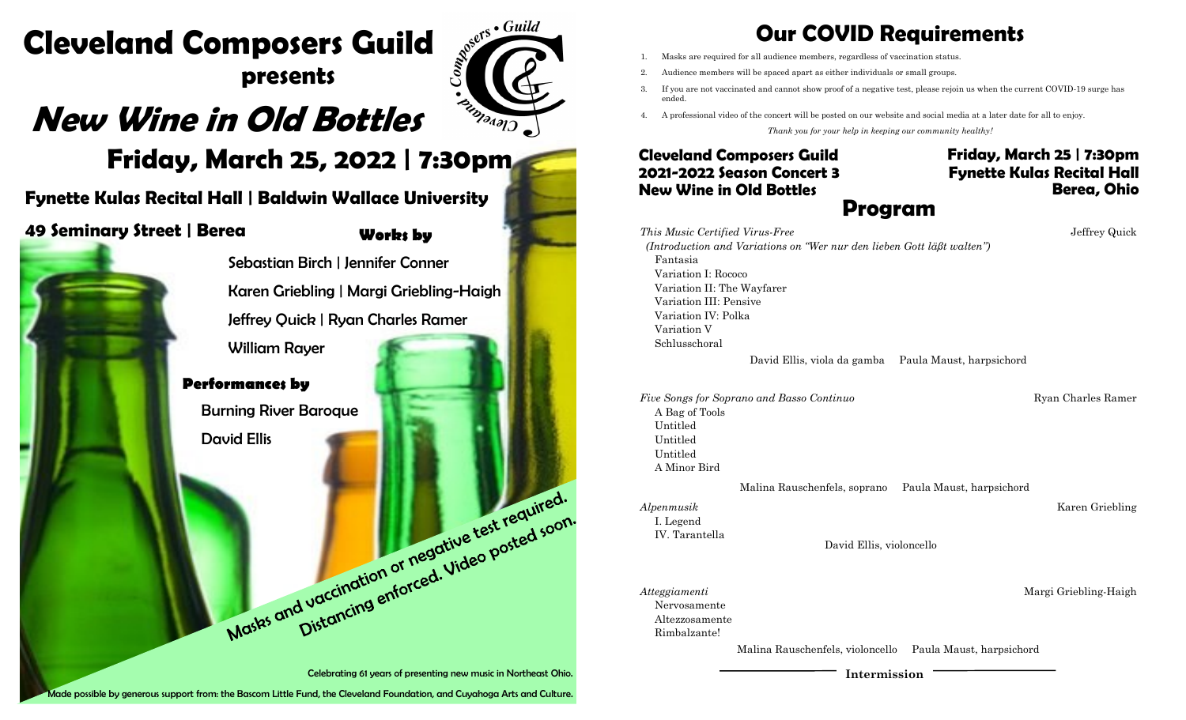# Cleveland Composers Guild

**presents**

# *New Wine in Old Bottles*

## Friday, March 25, 2022 | 7:30pm

### Fynette Kulas Recital Hall | Baldwin Wallace University

### 49 Seminary Street | Berea

**Works by**

Sebastian Birch | Jennifer Conner

Karen Griebling | Margi Griebling-Haigh

Jeffrey Quick | Ryan Charles Ramer

William Rayer

**Performances by**

Burning River Baroque

David Ellis

Masks and vaccination or negative test required. Distancing enforced. Video posted soon.

Celebrating 61 years of presenting new music in Northeast Ohio.

Made possible by generous support from: the Bascom Little Fund, the Cleveland Foundation, and Cuyahoga Arts and Culture.

# Our COVID Requirements

1. Masks are required for all audience members, regardless of vaccination status.
2. Audience members will be spaced apart as either individuals or small groups.
3. If you are not vaccinated and cannot show proof of a negative test, please rejoin us when the current COVID-19 surge has ended.
4. A professional video of the concert will be posted on our website and social media at a later date for all to enjoy.

*Thank you for your help in keeping our community healthy!*

**Cleveland Composers Guild**
**2021-2022 Season Concert 3**
**New Wine in Old Bottles**

**Friday, March 25 | 7:30pm**
**Fynette Kulas Recital Hall**
**Berea, Ohio**

## Program

*This Music Certified Virus-Free* — Jeffrey Quick
*(Introduction and Variations on "Wer nur den lieben Gott läßt walten")*
Fantasia
Variation I: Rococo
Variation II: The Wayfarer
Variation III: Pensive
Variation IV: Polka
Variation V
Schlusschoral

David Ellis, viola da gamba     Paula Maust, harpsichord

*Five Songs for Soprano and Basso Continuo* — Ryan Charles Ramer
A Bag of Tools
Untitled
Untitled
Untitled
A Minor Bird

Malina Rauschenfels, soprano     Paula Maust, harpsichord

*Alpenmusik* — Karen Griebling
I. Legend
IV. Tarantella

David Ellis, violoncello

*Atteggiamenti* — Margi Griebling-Haigh
Nervosamente
Altezzosamente
Rimbalzante!

Malina Rauschenfels, violoncello     Paula Maust, harpsichord

**Intermission**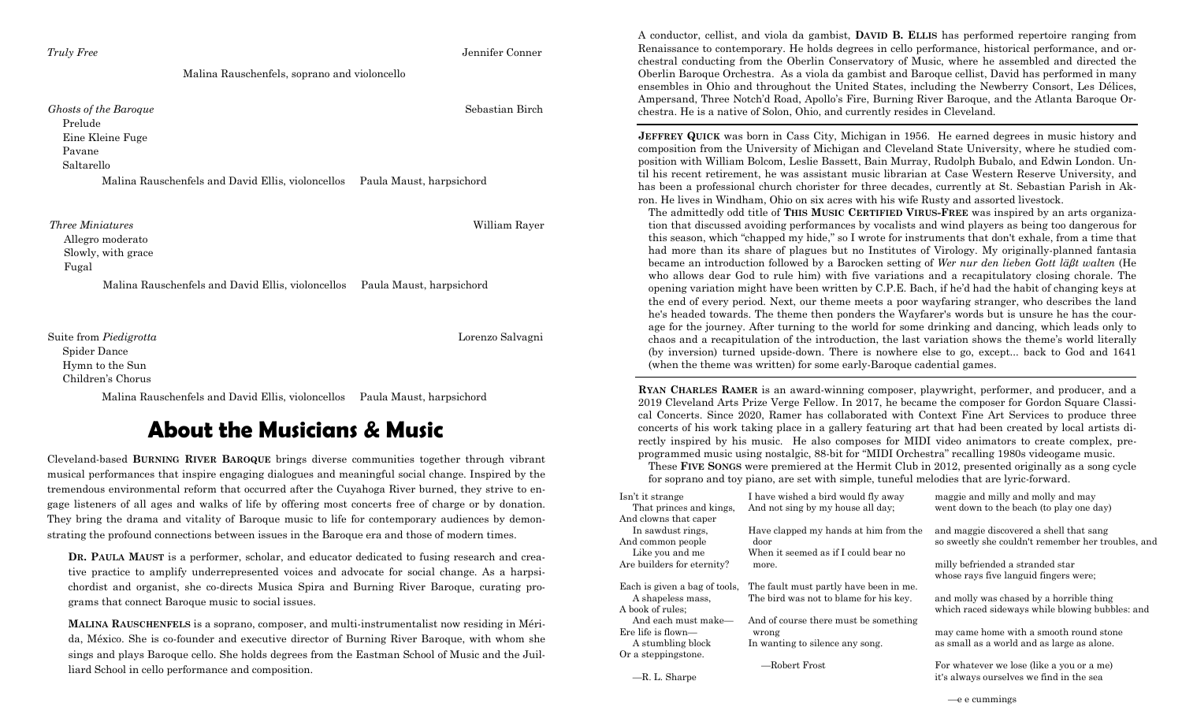*Truly Free* — Jennifer Conner

Malina Rauschenfels, soprano and violoncello

*Ghosts of the Baroque* — Sebastian Birch

Prelude
Eine Kleine Fuge
Pavane
Saltarello

Malina Rauschenfels and David Ellis, violoncellos — Paula Maust, harpsichord

*Three Miniatures* — William Rayer

Allegro moderato
Slowly, with grace
Fugal

Malina Rauschenfels and David Ellis, violoncellos — Paula Maust, harpsichord

Suite from *Piedigrotta* — Lorenzo Salvagni

Spider Dance
Hymn to the Sun
Children's Chorus

Malina Rauschenfels and David Ellis, violoncellos — Paula Maust, harpsichord

## About the Musicians & Music

Cleveland-based **BURNING RIVER BAROQUE** brings diverse communities together through vibrant musical performances that inspire engaging dialogues and meaningful social change. Inspired by the tremendous environmental reform that occurred after the Cuyahoga River burned, they strive to engage listeners of all ages and walks of life by offering most concerts free of charge or by donation. They bring the drama and vitality of Baroque music to life for contemporary audiences by demonstrating the profound connections between issues in the Baroque era and those of modern times.

**DR. PAULA MAUST** is a performer, scholar, and educator dedicated to fusing research and creative practice to amplify underrepresented voices and advocate for social change. As a harpsichordist and organist, she co-directs Musica Spira and Burning River Baroque, curating programs that connect Baroque music to social issues.

**MALINA RAUSCHENFELS** is a soprano, composer, and multi-instrumentalist now residing in Mérida, México. She is co-founder and executive director of Burning River Baroque, with whom she sings and plays Baroque cello. She holds degrees from the Eastman School of Music and the Juilliard School in cello performance and composition.

A conductor, cellist, and viola da gambist, **DAVID B. ELLIS** has performed repertoire ranging from Renaissance to contemporary. He holds degrees in cello performance, historical performance, and orchestral conducting from the Oberlin Conservatory of Music, where he assembled and directed the Oberlin Baroque Orchestra. As a viola da gambist and Baroque cellist, David has performed in many ensembles in Ohio and throughout the United States, including the Newberry Consort, Les Délices, Ampersand, Three Notch'd Road, Apollo's Fire, Burning River Baroque, and the Atlanta Baroque Orchestra. He is a native of Solon, Ohio, and currently resides in Cleveland.

---

**JEFFREY QUICK** was born in Cass City, Michigan in 1956. He earned degrees in music history and composition from the University of Michigan and Cleveland State University, where he studied composition with William Bolcom, Leslie Bassett, Bain Murray, Rudolph Bubalo, and Edwin London. Until his recent retirement, he was assistant music librarian at Case Western Reserve University, and has been a professional church chorister for three decades, currently at St. Sebastian Parish in Akron. He lives in Windham, Ohio on six acres with his wife Rusty and assorted livestock.

The admittedly odd title of **THIS MUSIC CERTIFIED VIRUS-FREE** was inspired by an arts organization that discussed avoiding performances by vocalists and wind players as being too dangerous for this season, which "chapped my hide," so I wrote for instruments that don't exhale, from a time that had more than its share of plagues but no Institutes of Virology. My originally-planned fantasia became an introduction followed by a Barocken setting of *Wer nur den lieben Gott läßt walten* (He who allows dear God to rule him) with five variations and a recapitulatory closing chorale. The opening variation might have been written by C.P.E. Bach, if he'd had the habit of changing keys at the end of every period. Next, our theme meets a poor wayfaring stranger, who describes the land he's headed towards. The theme then ponders the Wayfarer's words but is unsure he has the courage for the journey. After turning to the world for some drinking and dancing, which leads only to chaos and a recapitulation of the introduction, the last variation shows the theme's world literally (by inversion) turned upside-down. There is nowhere else to go, except... back to God and 1641 (when the theme was written) for some early-Baroque cadential games.

---

**RYAN CHARLES RAMER** is an award-winning composer, playwright, performer, and producer, and a 2019 Cleveland Arts Prize Verge Fellow. In 2017, he became the composer for Gordon Square Classical Concerts. Since 2020, Ramer has collaborated with Context Fine Art Services to produce three concerts of his work taking place in a gallery featuring art that had been created by local artists directly inspired by his music. He also composes for MIDI video animators to create complex, preprogrammed music using nostalgic, 88-bit for "MIDI Orchestra" recalling 1980s videogame music.

These **FIVE SONGS** were premiered at the Hermit Club in 2012, presented originally as a song cycle for soprano and toy piano, are set with simple, tuneful melodies that are lyric-forward.

Isn't it strange
  That princes and kings,
And clowns that caper
  In sawdust rings,
And common people
  Like you and me
Are builders for eternity?

Each is given a bag of tools,
  A shapeless mass,
A book of rules;
  And each must make—
Ere life is flown—
  A stumbling block
Or a steppingstone.

—R. L. Sharpe

I have wished a bird would fly away
And not sing by my house all day;

Have clapped my hands at him from the door
When it seemed as if I could bear no more.

The fault must partly have been in me.
The bird was not to blame for his key.

And of course there must be something wrong
In wanting to silence any song.

—Robert Frost

maggie and milly and molly and may
went down to the beach (to play one day)

and maggie discovered a shell that sang
so sweetly she couldn't remember her troubles, and

milly befriended a stranded star
whose rays five languid fingers were;

and molly was chased by a horrible thing
which raced sideways while blowing bubbles: and

may came home with a smooth round stone
as small as a world and as large as alone.

For whatever we lose (like a you or a me)
it's always ourselves we find in the sea

—e e cummings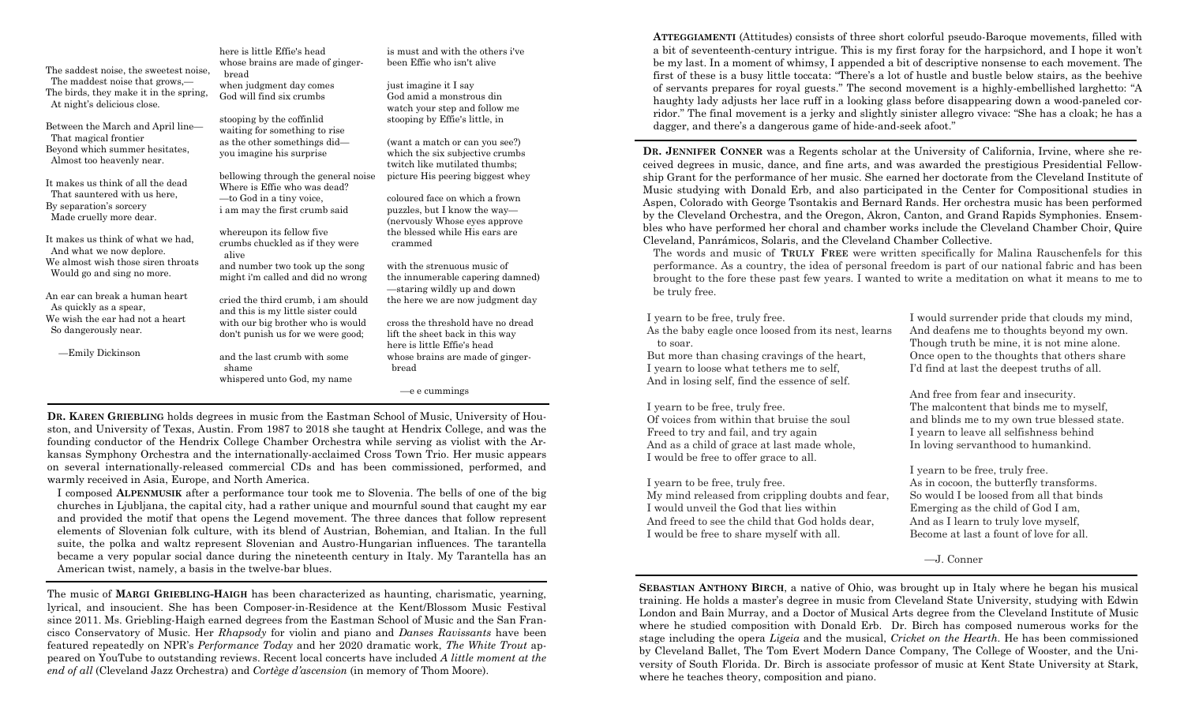The saddest noise, the sweetest noise,
The maddest noise that grows,—
The birds, they make it in the spring,
At night's delicious close.

Between the March and April line—
That magical frontier
Beyond which summer hesitates,
Almost too heavenly near.

It makes us think of all the dead
That sauntered with us here,
By separation's sorcery
Made cruelly more dear.

It makes us think of what we had,
And what we now deplore.
We almost wish those siren throats
Would go and sing no more.

An ear can break a human heart
As quickly as a spear,
We wish the ear had not a heart
So dangerously near.

—Emily Dickinson

here is little Effie's head
whose brains are made of ginger-
bread
when judgment day comes
God will find six crumbs

stooping by the coffinlid
waiting for something to rise
as the other somethings did—
you imagine his surprise

bellowing through the general noise
Where is Effie who was dead?
—to God in a tiny voice,
i am may the first crumb said

whereupon its fellow five
crumbs chuckled as if they were
alive
and number two took up the song
might i'm called and did no wrong

cried the third crumb, i am should
and this is my little sister could
with our big brother who is would
don't punish us for we were good;

and the last crumb with some
shame
whispered unto God, my name

is must and with the others i've
been Effie who isn't alive

just imagine it I say
God amid a monstrous din
watch your step and follow me
stooping by Effie's little, in

(want a match or can you see?)
which the six subjective crumbs
twitch like mutilated thumbs;
picture His peering biggest whey

coloured face on which a frown
puzzles, but I know the way—
(nervously Whose eyes approve
the blessed while His ears are
crammed

with the strenuous music of
the innumerable capering damned)
—staring wildly up and down
the here we are now judgment day

cross the threshold have no dread
lift the sheet back in this way
here is little Effie's head
whose brains are made of ginger-
bread

—e e cummings

---

**Dr. Karen Griebling** holds degrees in music from the Eastman School of Music, University of Houston, and University of Texas, Austin. From 1987 to 2018 she taught at Hendrix College, and was the founding conductor of the Hendrix College Chamber Orchestra while serving as violist with the Arkansas Symphony Orchestra and the internationally-acclaimed Cross Town Trio. Her music appears on several internationally-released commercial CDs and has been commissioned, performed, and warmly received in Asia, Europe, and North America.

I composed **Alpenmusik** after a performance tour took me to Slovenia. The bells of one of the big churches in Ljubljana, the capital city, had a rather unique and mournful sound that caught my ear and provided the motif that opens the Legend movement. The three dances that follow represent elements of Slovenian folk culture, with its blend of Austrian, Bohemian, and Italian. In the full suite, the polka and waltz represent Slovenian and Austro-Hungarian influences. The tarantella became a very popular social dance during the nineteenth century in Italy. My Tarantella has an American twist, namely, a basis in the twelve-bar blues.

---

The music of **Margi Griebling-Haigh** has been characterized as haunting, charismatic, yearning, lyrical, and insoucient. She has been Composer-in-Residence at the Kent/Blossom Music Festival since 2011. Ms. Griebling-Haigh earned degrees from the Eastman School of Music and the San Francisco Conservatory of Music. Her *Rhapsody* for violin and piano and *Danses Ravissants* have been featured repeatedly on NPR's *Performance Today* and her 2020 dramatic work, *The White Trout* appeared on YouTube to outstanding reviews. Recent local concerts have included *A little moment at the end of all* (Cleveland Jazz Orchestra) and *Cortège d'ascension* (in memory of Thom Moore).

**Atteggiamenti** (Attitudes) consists of three short colorful pseudo-Baroque movements, filled with a bit of seventeenth-century intrigue. This is my first foray for the harpsichord, and I hope it won't be my last. In a moment of whimsy, I appended a bit of descriptive nonsense to each movement. The first of these is a busy little toccata: "There's a lot of hustle and bustle below stairs, as the beehive of servants prepares for royal guests." The second movement is a highly-embellished larghetto: "A haughty lady adjusts her lace ruff in a looking glass before disappearing down a wood-paneled corridor." The final movement is a jerky and slightly sinister allegro vivace: "She has a cloak; he has a dagger, and there's a dangerous game of hide-and-seek afoot."

---

**Dr. Jennifer Conner** was a Regents scholar at the University of California, Irvine, where she received degrees in music, dance, and fine arts, and was awarded the prestigious Presidential Fellowship Grant for the performance of her music. She earned her doctorate from the Cleveland Institute of Music studying with Donald Erb, and also participated in the Center for Compositional studies in Aspen, Colorado with George Tsontakis and Bernard Rands. Her orchestra music has been performed by the Cleveland Orchestra, and the Oregon, Akron, Canton, and Grand Rapids Symphonies. Ensembles who have performed her choral and chamber works include the Cleveland Chamber Choir, Quire Cleveland, Panrámicos, Solaris, and the Cleveland Chamber Collective.

The words and music of **Truly Free** were written specifically for Malina Rauschenfels for this performance. As a country, the idea of personal freedom is part of our national fabric and has been brought to the fore these past few years. I wanted to write a meditation on what it means to me to be truly free.

I yearn to be free, truly free.
As the baby eagle once loosed from its nest, learns
to soar.
But more than chasing cravings of the heart,
I yearn to loose what tethers me to self,
And in losing self, find the essence of self.

I yearn to be free, truly free.
Of voices from within that bruise the soul
Freed to try and fail, and try again
And as a child of grace at last made whole,
I would be free to offer grace to all.

I yearn to be free, truly free.
My mind released from crippling doubts and fear,
I would unveil the God that lies within
And freed to see the child that God holds dear,
I would be free to share myself with all.

I would surrender pride that clouds my mind,
And deafens me to thoughts beyond my own.
Though truth be mine, it is not mine alone.
Once open to the thoughts that others share
I'd find at last the deepest truths of all.

And free from fear and insecurity.
The malcontent that binds me to myself,
and blinds me to my own true blessed state.
I yearn to leave all selfishness behind
In loving servanthood to humankind.

I yearn to be free, truly free.
As in cocoon, the butterfly transforms.
So would I be loosed from all that binds
Emerging as the child of God I am,
And as I learn to truly love myself,
Become at last a fount of love for all.

—J. Conner

---

**Sebastian Anthony Birch**, a native of Ohio, was brought up in Italy where he began his musical training. He holds a master's degree in music from Cleveland State University, studying with Edwin London and Bain Murray, and a Doctor of Musical Arts degree from the Cleveland Institute of Music where he studied composition with Donald Erb. Dr. Birch has composed numerous works for the stage including the opera *Ligeia* and the musical, *Cricket on the Hearth*. He has been commissioned by Cleveland Ballet, The Tom Evert Modern Dance Company, The College of Wooster, and the University of South Florida. Dr. Birch is associate professor of music at Kent State University at Stark, where he teaches theory, composition and piano.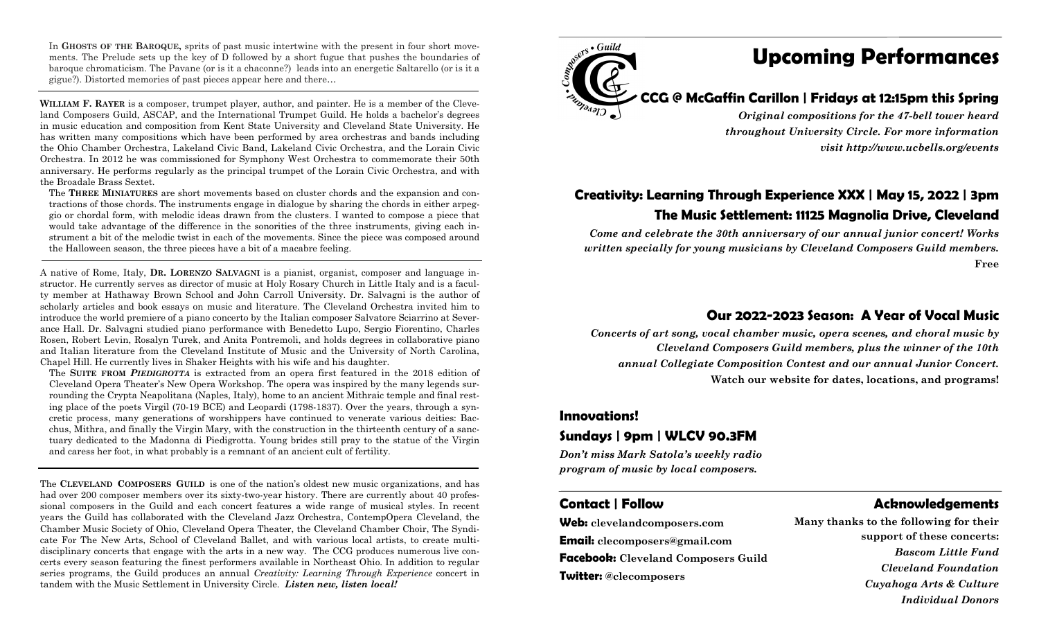In **Ghosts of the Baroque,** sprits of past music intertwine with the present in four short movements. The Prelude sets up the key of D followed by a short fugue that pushes the boundaries of baroque chromaticism. The Pavane (or is it a chaconne?) leads into an energetic Saltarello (or is it a gigue?). Distorted memories of past pieces appear here and there…

---

**William F. Rayer** is a composer, trumpet player, author, and painter. He is a member of the Cleveland Composers Guild, ASCAP, and the International Trumpet Guild. He holds a bachelor's degrees in music education and composition from Kent State University and Cleveland State University. He has written many compositions which have been performed by area orchestras and bands including the Ohio Chamber Orchestra, Lakeland Civic Band, Lakeland Civic Orchestra, and the Lorain Civic Orchestra. In 2012 he was commissioned for Symphony West Orchestra to commemorate their 50th anniversary. He performs regularly as the principal trumpet of the Lorain Civic Orchestra, and with the Broadale Brass Sextet.

The **Three Miniatures** are short movements based on cluster chords and the expansion and contractions of those chords. The instruments engage in dialogue by sharing the chords in either arpeggio or chordal form, with melodic ideas drawn from the clusters. I wanted to compose a piece that would take advantage of the difference in the sonorities of the three instruments, giving each instrument a bit of the melodic twist in each of the movements. Since the piece was composed around the Halloween season, the three pieces have a bit of a macabre feeling.

---

A native of Rome, Italy, **Dr. Lorenzo Salvagni** is a pianist, organist, composer and language instructor. He currently serves as director of music at Holy Rosary Church in Little Italy and is a faculty member at Hathaway Brown School and John Carroll University. Dr. Salvagni is the author of scholarly articles and book essays on music and literature. The Cleveland Orchestra invited him to introduce the world premiere of a piano concerto by the Italian composer Salvatore Sciarrino at Severance Hall. Dr. Salvagni studied piano performance with Benedetto Lupo, Sergio Fiorentino, Charles Rosen, Robert Levin, Rosalyn Turek, and Anita Pontremoli, and holds degrees in collaborative piano and Italian literature from the Cleveland Institute of Music and the University of North Carolina, Chapel Hill. He currently lives in Shaker Heights with his wife and his daughter.

The **Suite from *Piedigrotta*** is extracted from an opera first featured in the 2018 edition of Cleveland Opera Theater's New Opera Workshop. The opera was inspired by the many legends surrounding the Crypta Neapolitana (Naples, Italy), home to an ancient Mithraic temple and final resting place of the poets Virgil (70-19 BCE) and Leopardi (1798-1837). Over the years, through a syncretic process, many generations of worshippers have continued to venerate various deities: Bacchus, Mithra, and finally the Virgin Mary, with the construction in the thirteenth century of a sanctuary dedicated to the Madonna di Piedigrotta. Young brides still pray to the statue of the Virgin and caress her foot, in what probably is a remnant of an ancient cult of fertility.

---

The **Cleveland Composers Guild** is one of the nation's oldest new music organizations, and has had over 200 composer members over its sixty-two-year history. There are currently about 40 professional composers in the Guild and each concert features a wide range of musical styles. In recent years the Guild has collaborated with the Cleveland Jazz Orchestra, ContempOpera Cleveland, the Chamber Music Society of Ohio, Cleveland Opera Theater, the Cleveland Chamber Choir, The Syndicate For The New Arts, School of Cleveland Ballet, and with various local artists, to create multidisciplinary concerts that engage with the arts in a new way. The CCG produces numerous live concerts every season featuring the finest performers available in Northeast Ohio. In addition to regular series programs, the Guild produces an annual *Creativity: Learning Through Experience* concert in tandem with the Music Settlement in University Circle. ***Listen new, listen local!***

# Upcoming Performances

## CCG @ McGaffin Carillon | Fridays at 12:15pm this Spring

***Original compositions for the 47-bell tower heard throughout University Circle. For more information visit http://www.ucbells.org/events***

## Creativity: Learning Through Experience XXX | May 15, 2022 | 3pm
## The Music Settlement: 11125 Magnolia Drive, Cleveland

***Come and celebrate the 30th anniversary of our annual junior concert! Works written specially for young musicians by Cleveland Composers Guild members.***

**Free**

## Our 2022-2023 Season: A Year of Vocal Music

***Concerts of art song, vocal chamber music, opera scenes, and choral music by Cleveland Composers Guild members, plus the winner of the 10th annual Collegiate Composition Contest and our annual Junior Concert.***

**Watch our website for dates, locations, and programs!**

## Innovations!
## Sundays | 9pm | WLCV 90.3FM

***Don't miss Mark Satola's weekly radio program of music by local composers.***

## Contact | Follow

**Web:** **clevelandcomposers.com**
**Email:** **clecomposers@gmail.com**
**Facebook:** **Cleveland Composers Guild**
**Twitter:** **@clecomposers**

## Acknowledgements

**Many thanks to the following for their support of these concerts:**

***Bascom Little Fund***
***Cleveland Foundation***
***Cuyahoga Arts & Culture***
***Individual Donors***